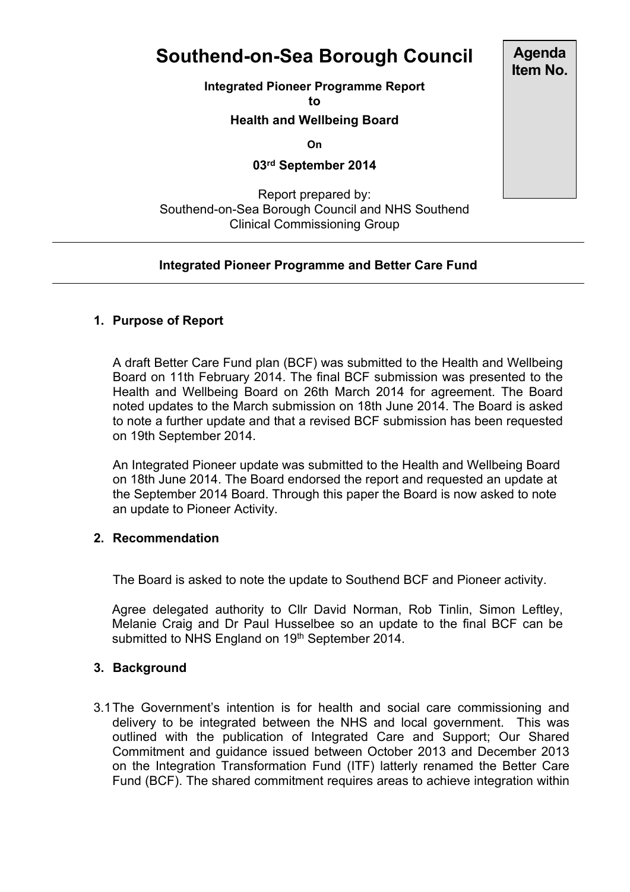# Southend-on-Sea Borough Council

**Agenda Item No.**

**Integrated Pioneer Programme Report**
**to**
**Health and Wellbeing Board**

**On**

**03rd September 2014**

Report prepared by:
Southend-on-Sea Borough Council and NHS Southend Clinical Commissioning Group

---

**Integrated Pioneer Programme and Better Care Fund**

---

## 1. Purpose of Report

A draft Better Care Fund plan (BCF) was submitted to the Health and Wellbeing Board on 11th February 2014. The final BCF submission was presented to the Health and Wellbeing Board on 26th March 2014 for agreement. The Board noted updates to the March submission on 18th June 2014. The Board is asked to note a further update and that a revised BCF submission has been requested on 19th September 2014.

An Integrated Pioneer update was submitted to the Health and Wellbeing Board on 18th June 2014. The Board endorsed the report and requested an update at the September 2014 Board. Through this paper the Board is now asked to note an update to Pioneer Activity.

## 2. Recommendation

The Board is asked to note the update to Southend BCF and Pioneer activity.

Agree delegated authority to Cllr David Norman, Rob Tinlin, Simon Leftley, Melanie Craig and Dr Paul Husselbee so an update to the final BCF can be submitted to NHS England on 19th September 2014.

## 3. Background

3.1 The Government's intention is for health and social care commissioning and delivery to be integrated between the NHS and local government. This was outlined with the publication of Integrated Care and Support; Our Shared Commitment and guidance issued between October 2013 and December 2013 on the Integration Transformation Fund (ITF) latterly renamed the Better Care Fund (BCF). The shared commitment requires areas to achieve integration within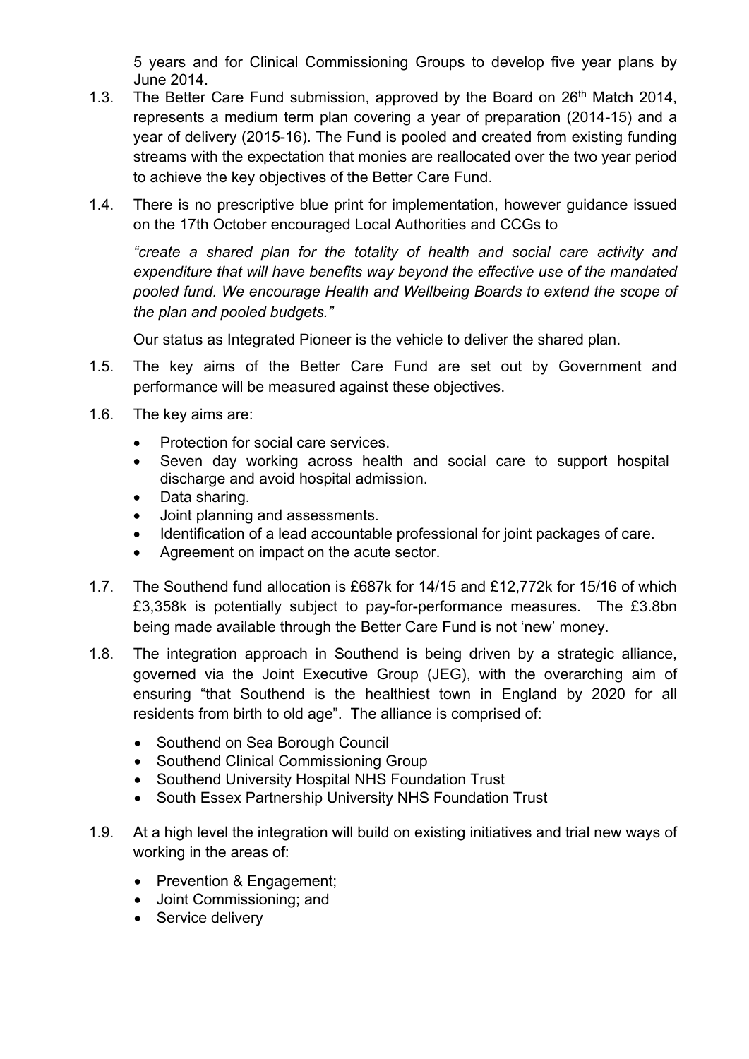5 years and for Clinical Commissioning Groups to develop five year plans by June 2014.

1.3. The Better Care Fund submission, approved by the Board on 26th Match 2014, represents a medium term plan covering a year of preparation (2014-15) and a year of delivery (2015-16). The Fund is pooled and created from existing funding streams with the expectation that monies are reallocated over the two year period to achieve the key objectives of the Better Care Fund.

1.4. There is no prescriptive blue print for implementation, however guidance issued on the 17th October encouraged Local Authorities and CCGs to

   *"create a shared plan for the totality of health and social care activity and expenditure that will have benefits way beyond the effective use of the mandated pooled fund. We encourage Health and Wellbeing Boards to extend the scope of the plan and pooled budgets."*

   Our status as Integrated Pioneer is the vehicle to deliver the shared plan.

1.5. The key aims of the Better Care Fund are set out by Government and performance will be measured against these objectives.

1.6. The key aims are:

   - Protection for social care services.
   - Seven day working across health and social care to support hospital discharge and avoid hospital admission.
   - Data sharing.
   - Joint planning and assessments.
   - Identification of a lead accountable professional for joint packages of care.
   - Agreement on impact on the acute sector.

1.7. The Southend fund allocation is £687k for 14/15 and £12,772k for 15/16 of which £3,358k is potentially subject to pay-for-performance measures. The £3.8bn being made available through the Better Care Fund is not 'new' money.

1.8. The integration approach in Southend is being driven by a strategic alliance, governed via the Joint Executive Group (JEG), with the overarching aim of ensuring "that Southend is the healthiest town in England by 2020 for all residents from birth to old age". The alliance is comprised of:

   - Southend on Sea Borough Council
   - Southend Clinical Commissioning Group
   - Southend University Hospital NHS Foundation Trust
   - South Essex Partnership University NHS Foundation Trust

1.9. At a high level the integration will build on existing initiatives and trial new ways of working in the areas of:

   - Prevention & Engagement;
   - Joint Commissioning; and
   - Service delivery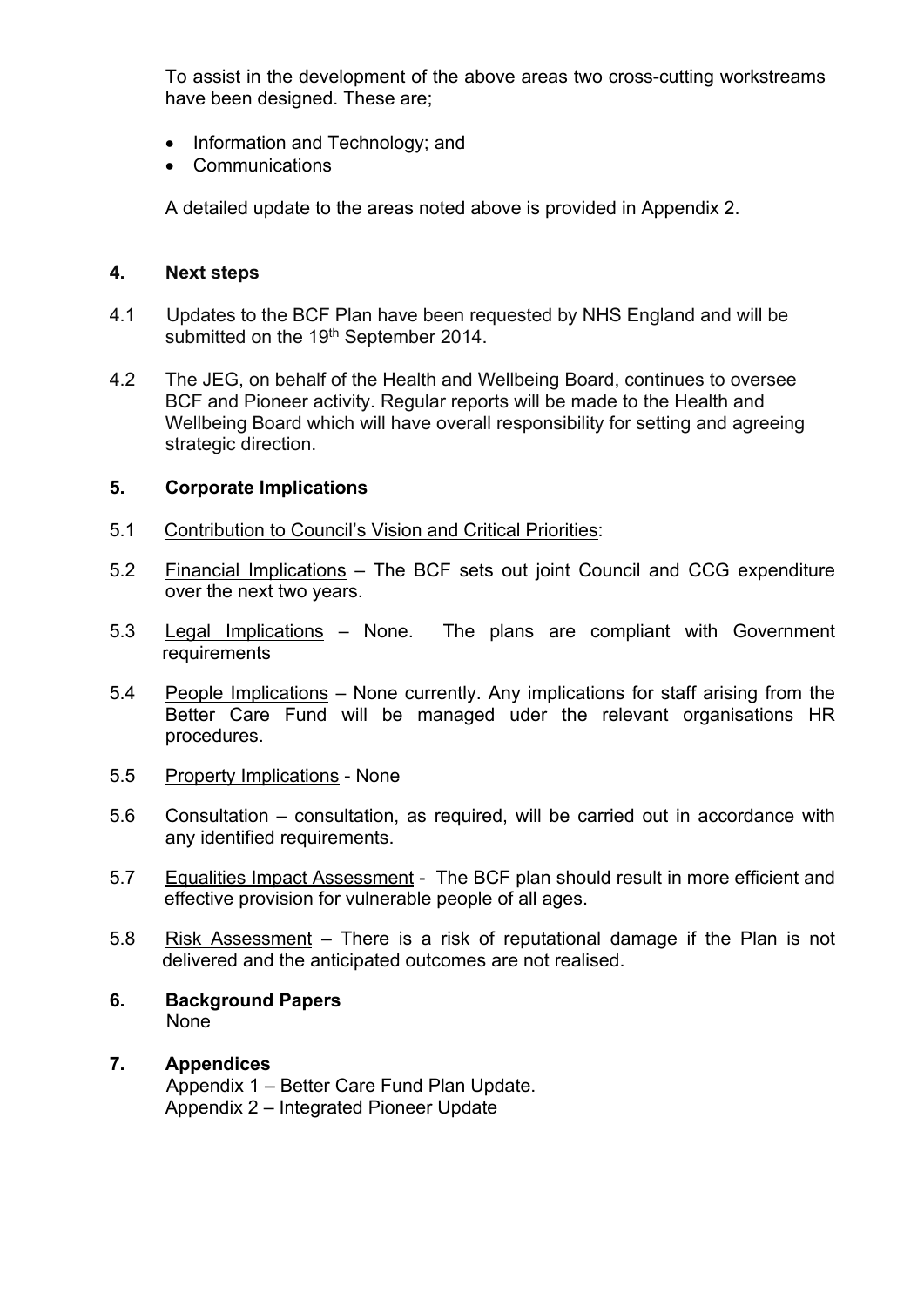To assist in the development of the above areas two cross-cutting workstreams have been designed. These are;

- Information and Technology; and
- Communications

A detailed update to the areas noted above is provided in Appendix 2.

## 4. Next steps

4.1 Updates to the BCF Plan have been requested by NHS England and will be submitted on the 19th September 2014.

4.2 The JEG, on behalf of the Health and Wellbeing Board, continues to oversee BCF and Pioneer activity. Regular reports will be made to the Health and Wellbeing Board which will have overall responsibility for setting and agreeing strategic direction.

## 5. Corporate Implications

5.1 Contribution to Council's Vision and Critical Priorities:

5.2 Financial Implications – The BCF sets out joint Council and CCG expenditure over the next two years.

5.3 Legal Implications – None. The plans are compliant with Government requirements

5.4 People Implications – None currently. Any implications for staff arising from the Better Care Fund will be managed uder the relevant organisations HR procedures.

5.5 Property Implications - None

5.6 Consultation – consultation, as required, will be carried out in accordance with any identified requirements.

5.7 Equalities Impact Assessment - The BCF plan should result in more efficient and effective provision for vulnerable people of all ages.

5.8 Risk Assessment – There is a risk of reputational damage if the Plan is not delivered and the anticipated outcomes are not realised.

## 6. Background Papers

None

## 7. Appendices

Appendix 1 – Better Care Fund Plan Update.
Appendix 2 – Integrated Pioneer Update